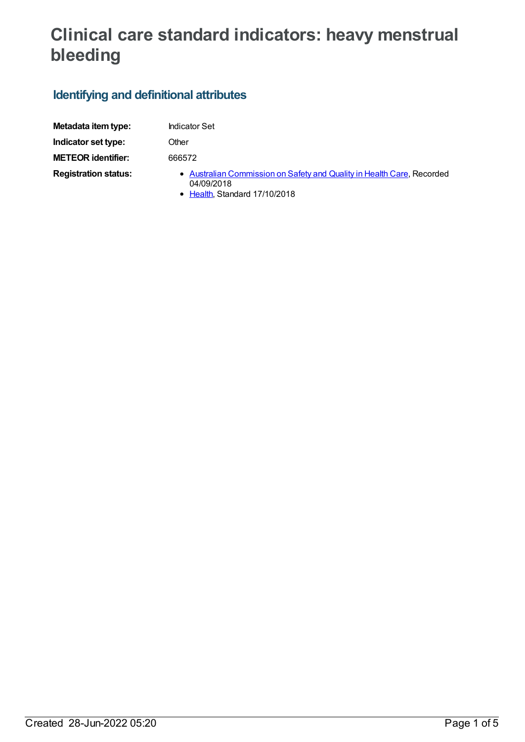# Clinical care standard indicators: heavy menstrual bleeding

## Identifying and definitional attributes

| | |
|---|---|
| **Metadata item type:** | Indicator Set |
| **Indicator set type:** | Other |
| **METEOR identifier:** | 666572 |
| **Registration status:** | • Australian Commission on Safety and Quality in Health Care, Recorded 04/09/2018<br>• Health, Standard 17/10/2018 |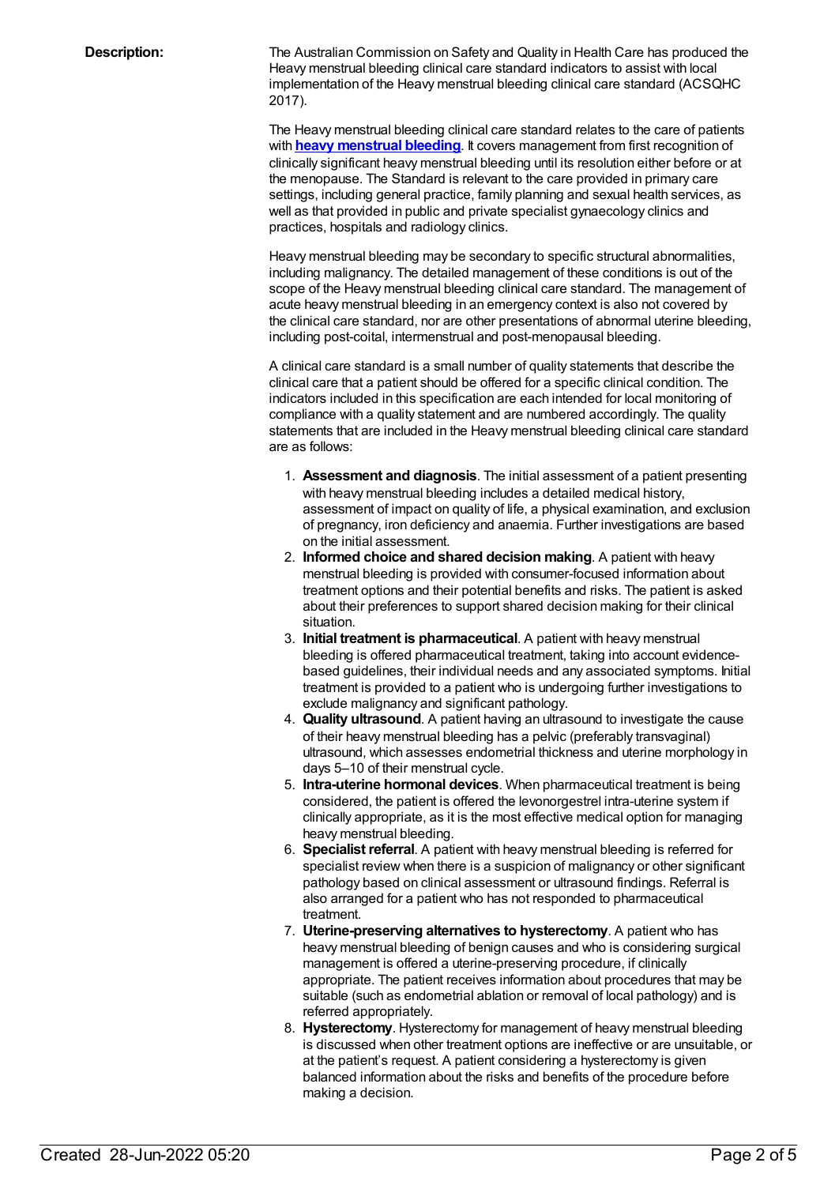**Description:**

The Australian Commission on Safety and Quality in Health Care has produced the Heavy menstrual bleeding clinical care standard indicators to assist with local implementation of the Heavy menstrual bleeding clinical care standard (ACSQHC 2017).

The Heavy menstrual bleeding clinical care standard relates to the care of patients with **heavy menstrual bleeding**. It covers management from first recognition of clinically significant heavy menstrual bleeding until its resolution either before or at the menopause. The Standard is relevant to the care provided in primary care settings, including general practice, family planning and sexual health services, as well as that provided in public and private specialist gynaecology clinics and practices, hospitals and radiology clinics.

Heavy menstrual bleeding may be secondary to specific structural abnormalities, including malignancy. The detailed management of these conditions is out of the scope of the Heavy menstrual bleeding clinical care standard. The management of acute heavy menstrual bleeding in an emergency context is also not covered by the clinical care standard, nor are other presentations of abnormal uterine bleeding, including post-coital, intermenstrual and post-menopausal bleeding.

A clinical care standard is a small number of quality statements that describe the clinical care that a patient should be offered for a specific clinical condition. The indicators included in this specification are each intended for local monitoring of compliance with a quality statement and are numbered accordingly. The quality statements that are included in the Heavy menstrual bleeding clinical care standard are as follows:

1. **Assessment and diagnosis**. The initial assessment of a patient presenting with heavy menstrual bleeding includes a detailed medical history, assessment of impact on quality of life, a physical examination, and exclusion of pregnancy, iron deficiency and anaemia. Further investigations are based on the initial assessment.
2. **Informed choice and shared decision making**. A patient with heavy menstrual bleeding is provided with consumer-focused information about treatment options and their potential benefits and risks. The patient is asked about their preferences to support shared decision making for their clinical situation.
3. **Initial treatment is pharmaceutical**. A patient with heavy menstrual bleeding is offered pharmaceutical treatment, taking into account evidence-based guidelines, their individual needs and any associated symptoms. Initial treatment is provided to a patient who is undergoing further investigations to exclude malignancy and significant pathology.
4. **Quality ultrasound**. A patient having an ultrasound to investigate the cause of their heavy menstrual bleeding has a pelvic (preferably transvaginal) ultrasound, which assesses endometrial thickness and uterine morphology in days 5–10 of their menstrual cycle.
5. **Intra-uterine hormonal devices**. When pharmaceutical treatment is being considered, the patient is offered the levonorgestrel intra-uterine system if clinically appropriate, as it is the most effective medical option for managing heavy menstrual bleeding.
6. **Specialist referral**. A patient with heavy menstrual bleeding is referred for specialist review when there is a suspicion of malignancy or other significant pathology based on clinical assessment or ultrasound findings. Referral is also arranged for a patient who has not responded to pharmaceutical treatment.
7. **Uterine-preserving alternatives to hysterectomy**. A patient who has heavy menstrual bleeding of benign causes and who is considering surgical management is offered a uterine-preserving procedure, if clinically appropriate. The patient receives information about procedures that may be suitable (such as endometrial ablation or removal of local pathology) and is referred appropriately.
8. **Hysterectomy**. Hysterectomy for management of heavy menstrual bleeding is discussed when other treatment options are ineffective or are unsuitable, or at the patient's request. A patient considering a hysterectomy is given balanced information about the risks and benefits of the procedure before making a decision.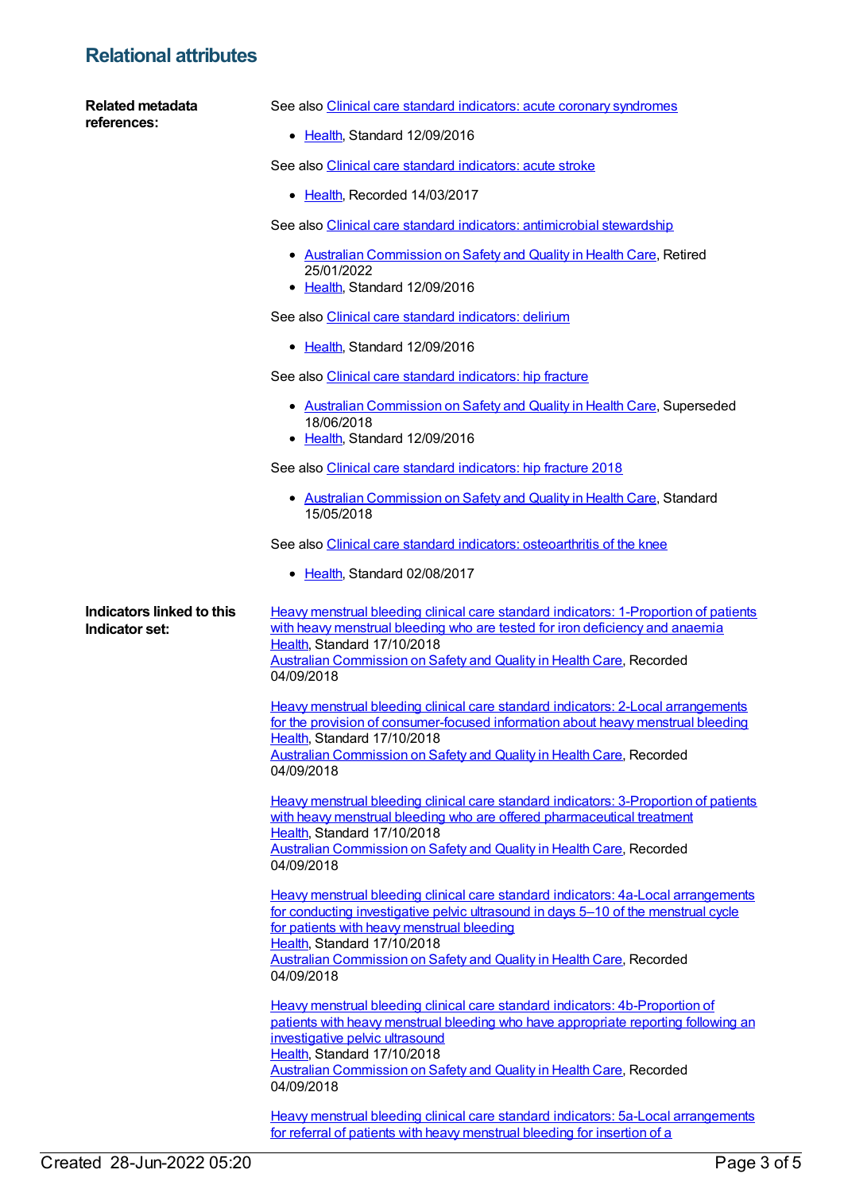## Relational attributes

**Related metadata references:**

See also Clinical care standard indicators: acute coronary syndromes

- Health, Standard 12/09/2016

See also Clinical care standard indicators: acute stroke

- Health, Recorded 14/03/2017

See also Clinical care standard indicators: antimicrobial stewardship

- Australian Commission on Safety and Quality in Health Care, Retired 25/01/2022
- Health, Standard 12/09/2016

See also Clinical care standard indicators: delirium

- Health, Standard 12/09/2016

See also Clinical care standard indicators: hip fracture

- Australian Commission on Safety and Quality in Health Care, Superseded 18/06/2018
- Health, Standard 12/09/2016

See also Clinical care standard indicators: hip fracture 2018

- Australian Commission on Safety and Quality in Health Care, Standard 15/05/2018

See also Clinical care standard indicators: osteoarthritis of the knee

- Health, Standard 02/08/2017

**Indicators linked to this Indicator set:**

Heavy menstrual bleeding clinical care standard indicators: 1-Proportion of patients with heavy menstrual bleeding who are tested for iron deficiency and anaemia
Health, Standard 17/10/2018
Australian Commission on Safety and Quality in Health Care, Recorded 04/09/2018

Heavy menstrual bleeding clinical care standard indicators: 2-Local arrangements for the provision of consumer-focused information about heavy menstrual bleeding
Health, Standard 17/10/2018
Australian Commission on Safety and Quality in Health Care, Recorded 04/09/2018

Heavy menstrual bleeding clinical care standard indicators: 3-Proportion of patients with heavy menstrual bleeding who are offered pharmaceutical treatment
Health, Standard 17/10/2018
Australian Commission on Safety and Quality in Health Care, Recorded 04/09/2018

Heavy menstrual bleeding clinical care standard indicators: 4a-Local arrangements for conducting investigative pelvic ultrasound in days 5–10 of the menstrual cycle for patients with heavy menstrual bleeding
Health, Standard 17/10/2018
Australian Commission on Safety and Quality in Health Care, Recorded 04/09/2018

Heavy menstrual bleeding clinical care standard indicators: 4b-Proportion of patients with heavy menstrual bleeding who have appropriate reporting following an investigative pelvic ultrasound
Health, Standard 17/10/2018
Australian Commission on Safety and Quality in Health Care, Recorded 04/09/2018

Heavy menstrual bleeding clinical care standard indicators: 5a-Local arrangements for referral of patients with heavy menstrual bleeding for insertion of a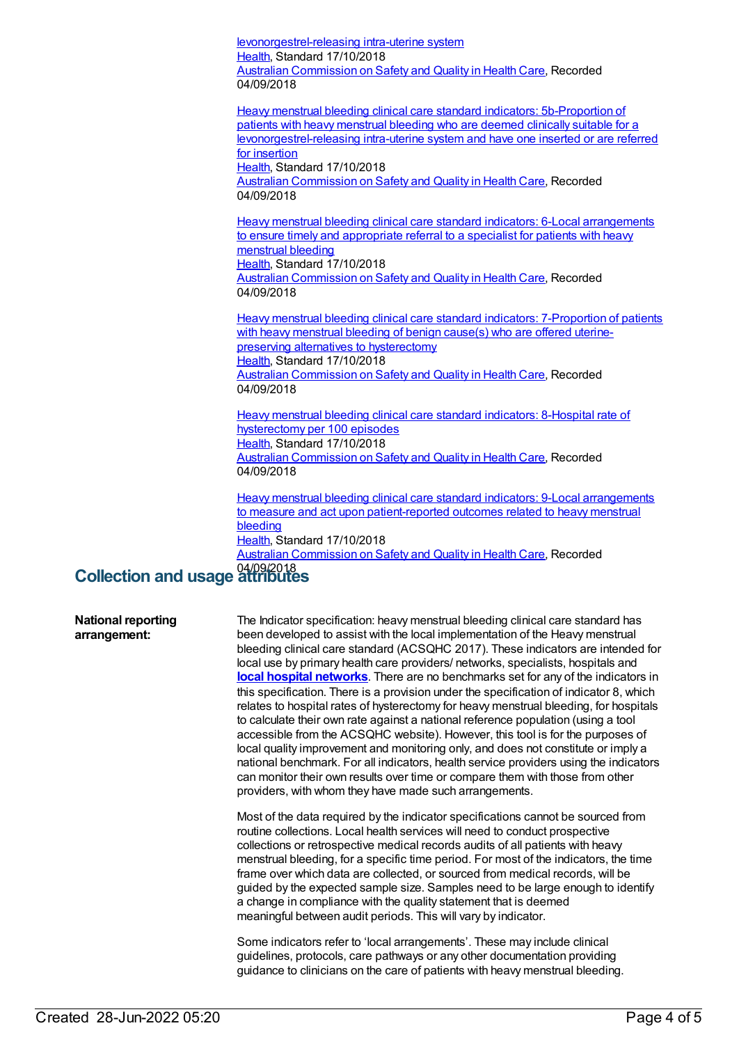levonorgestrel-releasing intra-uterine system
Health, Standard 17/10/2018
Australian Commission on Safety and Quality in Health Care, Recorded 04/09/2018

Heavy menstrual bleeding clinical care standard indicators: 5b-Proportion of patients with heavy menstrual bleeding who are deemed clinically suitable for a levonorgestrel-releasing intra-uterine system and have one inserted or are referred for insertion
Health, Standard 17/10/2018
Australian Commission on Safety and Quality in Health Care, Recorded 04/09/2018

Heavy menstrual bleeding clinical care standard indicators: 6-Local arrangements to ensure timely and appropriate referral to a specialist for patients with heavy menstrual bleeding
Health, Standard 17/10/2018
Australian Commission on Safety and Quality in Health Care, Recorded 04/09/2018

Heavy menstrual bleeding clinical care standard indicators: 7-Proportion of patients with heavy menstrual bleeding of benign cause(s) who are offered uterine-preserving alternatives to hysterectomy
Health, Standard 17/10/2018
Australian Commission on Safety and Quality in Health Care, Recorded 04/09/2018

Heavy menstrual bleeding clinical care standard indicators: 8-Hospital rate of hysterectomy per 100 episodes
Health, Standard 17/10/2018
Australian Commission on Safety and Quality in Health Care, Recorded 04/09/2018

Heavy menstrual bleeding clinical care standard indicators: 9-Local arrangements to measure and act upon patient-reported outcomes related to heavy menstrual bleeding
Health, Standard 17/10/2018
Australian Commission on Safety and Quality in Health Care, Recorded 04/09/2018

## Collection and usage attributes

**National reporting arrangement:**

The Indicator specification: heavy menstrual bleeding clinical care standard has been developed to assist with the local implementation of the Heavy menstrual bleeding clinical care standard (ACSQHC 2017). These indicators are intended for local use by primary health care providers/ networks, specialists, hospitals and **local hospital networks**. There are no benchmarks set for any of the indicators in this specification. There is a provision under the specification of indicator 8, which relates to hospital rates of hysterectomy for heavy menstrual bleeding, for hospitals to calculate their own rate against a national reference population (using a tool accessible from the ACSQHC website). However, this tool is for the purposes of local quality improvement and monitoring only, and does not constitute or imply a national benchmark. For all indicators, health service providers using the indicators can monitor their own results over time or compare them with those from other providers, with whom they have made such arrangements.

Most of the data required by the indicator specifications cannot be sourced from routine collections. Local health services will need to conduct prospective collections or retrospective medical records audits of all patients with heavy menstrual bleeding, for a specific time period. For most of the indicators, the time frame over which data are collected, or sourced from medical records, will be guided by the expected sample size. Samples need to be large enough to identify a change in compliance with the quality statement that is deemed meaningful between audit periods. This will vary by indicator.

Some indicators refer to 'local arrangements'. These may include clinical guidelines, protocols, care pathways or any other documentation providing guidance to clinicians on the care of patients with heavy menstrual bleeding.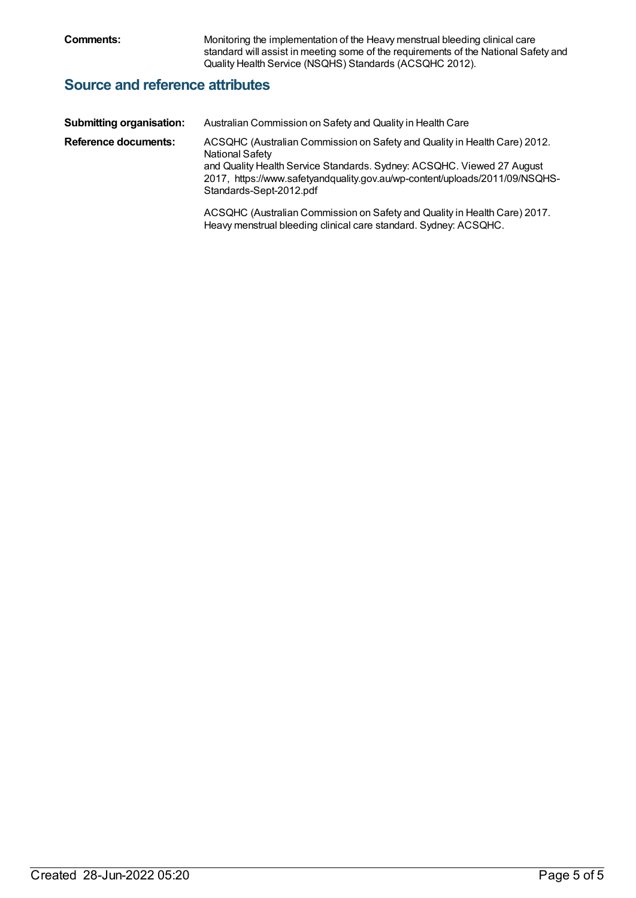**Comments:** Monitoring the implementation of the Heavy menstrual bleeding clinical care standard will assist in meeting some of the requirements of the National Safety and Quality Health Service (NSQHS) Standards (ACSQHC 2012).

## Source and reference attributes

**Submitting organisation:** Australian Commission on Safety and Quality in Health Care

**Reference documents:** ACSQHC (Australian Commission on Safety and Quality in Health Care) 2012. National Safety and Quality Health Service Standards. Sydney: ACSQHC. Viewed 27 August 2017, https://www.safetyandquality.gov.au/wp-content/uploads/2011/09/NSQHS-Standards-Sept-2012.pdf

ACSQHC (Australian Commission on Safety and Quality in Health Care) 2017. Heavy menstrual bleeding clinical care standard. Sydney: ACSQHC.